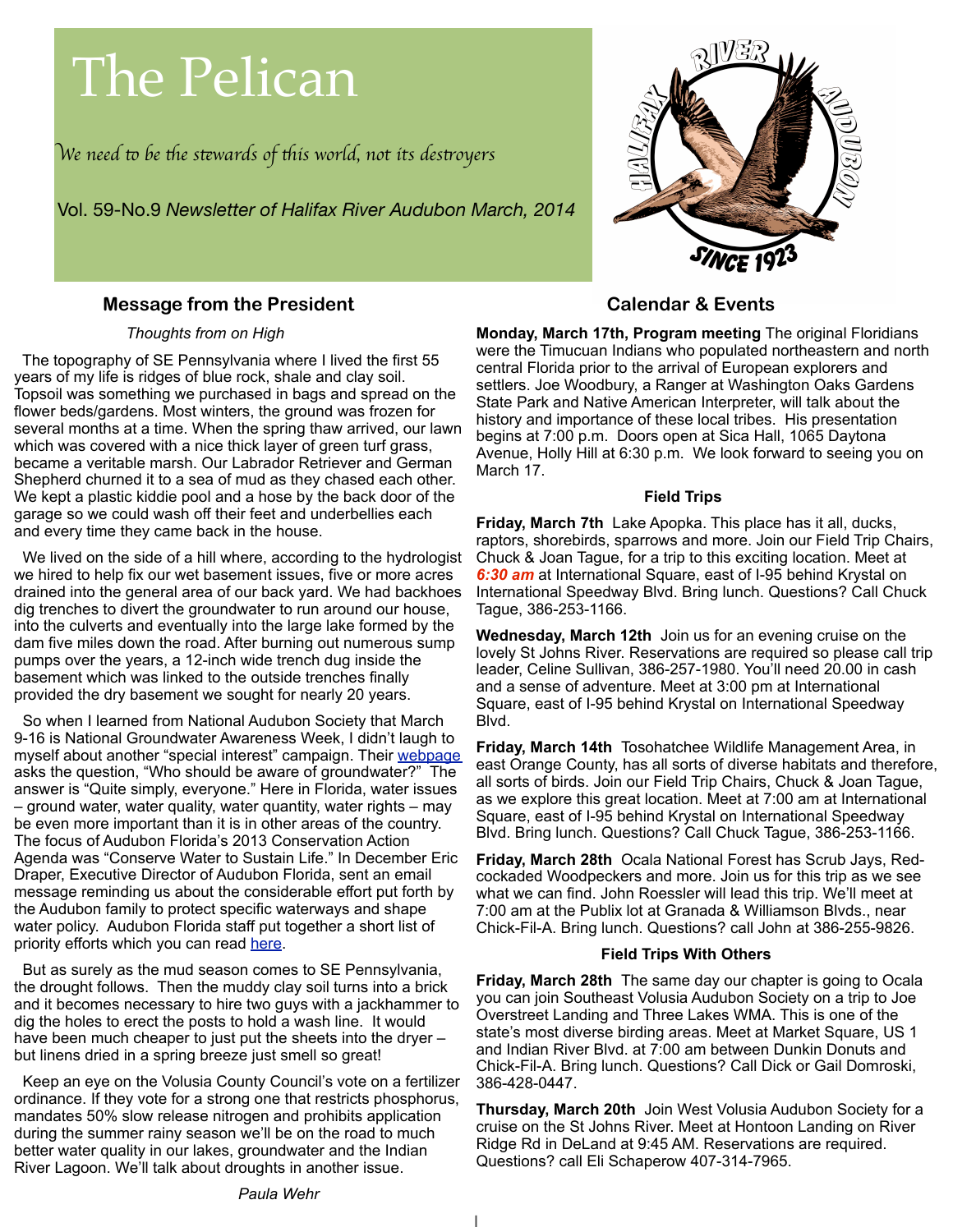# The Pelican

*We need to be the stewards of this world, not its destroyers*

Vol. 59-No.9 *Newsletter of Halifax River Audubon March, 2014*

## Message from the President

*Thoughts from on High*

The topography of SE Pennsylvania where I lived the first 55 years of my life is ridges of blue rock, shale and clay soil. Topsoil was something we purchased in bags and spread on the flower beds/gardens. Most winters, the ground was frozen for several months at a time. When the spring thaw arrived, our lawn which was covered with a nice thick layer of green turf grass, became a veritable marsh. Our Labrador Retriever and German Shepherd churned it to a sea of mud as they chased each other. We kept a plastic kiddie pool and a hose by the back door of the garage so we could wash off their feet and underbellies each and every time they came back in the house.

We lived on the side of a hill where, according to the hydrologist we hired to help fix our wet basement issues, five or more acres drained into the general area of our back yard. We had backhoes dig trenches to divert the groundwater to run around our house, into the culverts and eventually into the large lake formed by the dam five miles down the road. After burning out numerous sump pumps over the years, a 12-inch wide trench dug inside the basement which was linked to the outside trenches finally provided the dry basement we sought for nearly 20 years.

So when I learned from National Audubon Society that March 9-16 is National Groundwater Awareness Week, I didn't laugh to myself about another "special interest" campaign. Their webpage asks the question, "Who should be aware of groundwater?" The answer is "Quite simply, everyone." Here in Florida, water issues – ground water, water quality, water quantity, water rights – may be even more important than it is in other areas of the country. The focus of Audubon Florida's 2013 Conservation Action Agenda was "Conserve Water to Sustain Life." In December Eric Draper, Executive Director of Audubon Florida, sent an email message reminding us about the considerable effort put forth by the Audubon family to protect specific waterways and shape water policy. Audubon Florida staff put together a short list of priority efforts which you can read here.

But as surely as the mud season comes to SE Pennsylvania, the drought follows. Then the muddy clay soil turns into a brick and it becomes necessary to hire two guys with a jackhammer to dig the holes to erect the posts to hold a wash line. It would have been much cheaper to just put the sheets into the dryer – but linens dried in a spring breeze just smell so great!

Keep an eye on the Volusia County Council's vote on a fertilizer ordinance. If they vote for a strong one that restricts phosphorus, mandates 50% slow release nitrogen and prohibits application during the summer rainy season we'll be on the road to much better water quality in our lakes, groundwater and the Indian River Lagoon. We'll talk about droughts in another issue.

*Paula Wehr*

## Calendar & Events

**Monday, March 17th, Program meeting** The original Floridians were the Timucuan Indians who populated northeastern and north central Florida prior to the arrival of European explorers and settlers. Joe Woodbury, a Ranger at Washington Oaks Gardens State Park and Native American Interpreter, will talk about the history and importance of these local tribes. His presentation begins at 7:00 p.m. Doors open at Sica Hall, 1065 Daytona Avenue, Holly Hill at 6:30 p.m. We look forward to seeing you on March 17.

### Field Trips

**Friday, March 7th** Lake Apopka. This place has it all, ducks, raptors, shorebirds, sparrows and more. Join our Field Trip Chairs, Chuck & Joan Tague, for a trip to this exciting location. Meet at ***6:30 am*** at International Square, east of I-95 behind Krystal on International Speedway Blvd. Bring lunch. Questions? Call Chuck Tague, 386-253-1166.

**Wednesday, March 12th** Join us for an evening cruise on the lovely St Johns River. Reservations are required so please call trip leader, Celine Sullivan, 386-257-1980. You'll need 20.00 in cash and a sense of adventure. Meet at 3:00 pm at International Square, east of I-95 behind Krystal on International Speedway Blvd.

**Friday, March 14th** Tosohatchee Wildlife Management Area, in east Orange County, has all sorts of diverse habitats and therefore, all sorts of birds. Join our Field Trip Chairs, Chuck & Joan Tague, as we explore this great location. Meet at 7:00 am at International Square, east of I-95 behind Krystal on International Speedway Blvd. Bring lunch. Questions? Call Chuck Tague, 386-253-1166.

**Friday, March 28th** Ocala National Forest has Scrub Jays, Red-cockaded Woodpeckers and more. Join us for this trip as we see what we can find. John Roessler will lead this trip. We'll meet at 7:00 am at the Publix lot at Granada & Williamson Blvds., near Chick-Fil-A. Bring lunch. Questions? call John at 386-255-9826.

### Field Trips With Others

**Friday, March 28th** The same day our chapter is going to Ocala you can join Southeast Volusia Audubon Society on a trip to Joe Overstreet Landing and Three Lakes WMA. This is one of the state's most diverse birding areas. Meet at Market Square, US 1 and Indian River Blvd. at 7:00 am between Dunkin Donuts and Chick-Fil-A. Bring lunch. Questions? Call Dick or Gail Domroski, 386-428-0447.

**Thursday, March 20th** Join West Volusia Audubon Society for a cruise on the St Johns River. Meet at Hontoon Landing on River Ridge Rd in DeLand at 9:45 AM. Reservations are required. Questions? call Eli Schaperow 407-314-7965.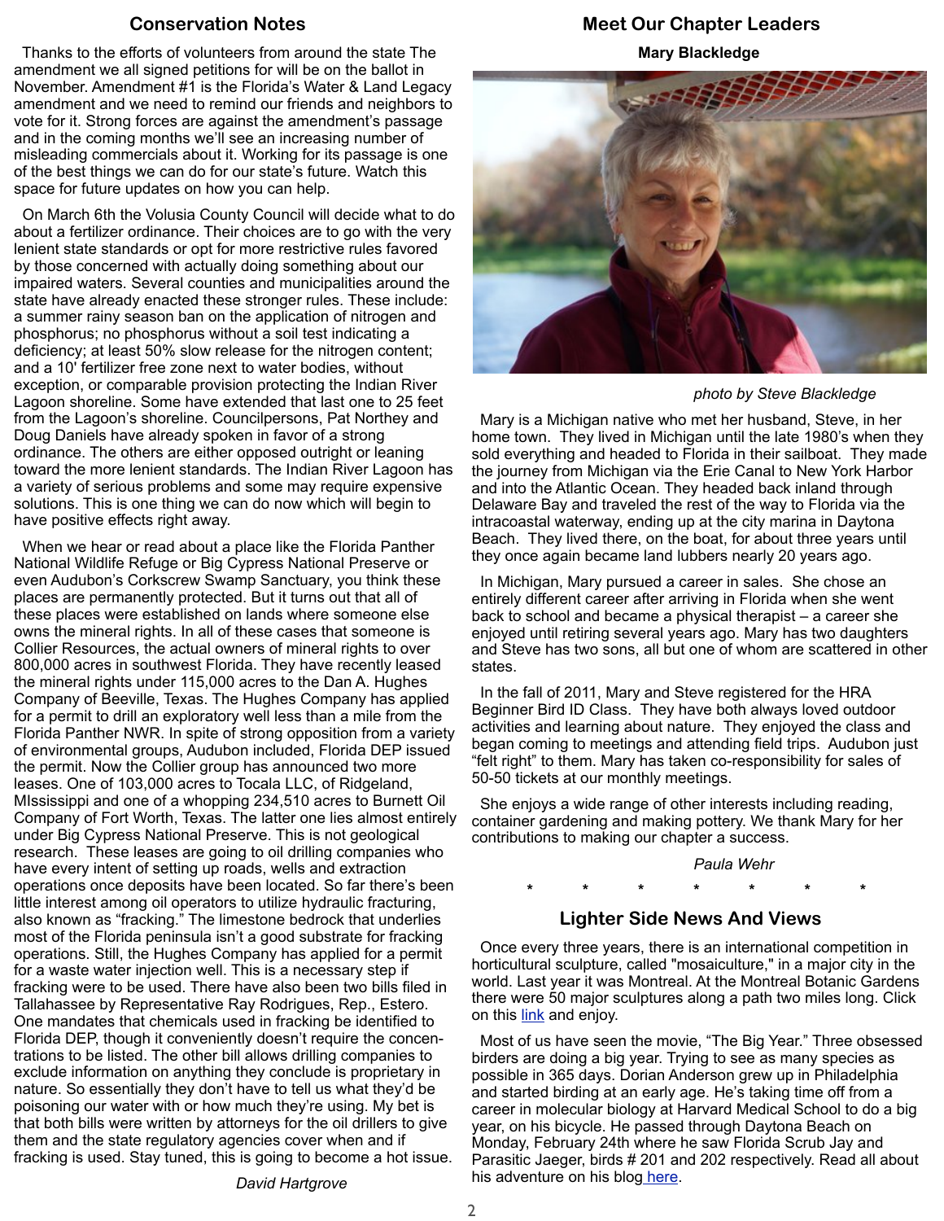## Conservation Notes

Thanks to the efforts of volunteers from around the state The amendment we all signed petitions for will be on the ballot in November. Amendment #1 is the Florida's Water & Land Legacy amendment and we need to remind our friends and neighbors to vote for it. Strong forces are against the amendment's passage and in the coming months we'll see an increasing number of misleading commercials about it. Working for its passage is one of the best things we can do for our state's future. Watch this space for future updates on how you can help.

On March 6th the Volusia County Council will decide what to do about a fertilizer ordinance. Their choices are to go with the very lenient state standards or opt for more restrictive rules favored by those concerned with actually doing something about our impaired waters. Several counties and municipalities around the state have already enacted these stronger rules. These include: a summer rainy season ban on the application of nitrogen and phosphorus; no phosphorus without a soil test indicating a deficiency; at least 50% slow release for the nitrogen content; and a 10' fertilizer free zone next to water bodies, without exception, or comparable provision protecting the Indian River Lagoon shoreline. Some have extended that last one to 25 feet from the Lagoon's shoreline. Councilpersons, Pat Northey and Doug Daniels have already spoken in favor of a strong ordinance. The others are either opposed outright or leaning toward the more lenient standards. The Indian River Lagoon has a variety of serious problems and some may require expensive solutions. This is one thing we can do now which will begin to have positive effects right away.

When we hear or read about a place like the Florida Panther National Wildlife Refuge or Big Cypress National Preserve or even Audubon's Corkscrew Swamp Sanctuary, you think these places are permanently protected. But it turns out that all of these places were established on lands where someone else owns the mineral rights. In all of these cases that someone is Collier Resources, the actual owners of mineral rights to over 800,000 acres in southwest Florida. They have recently leased the mineral rights under 115,000 acres to the Dan A. Hughes Company of Beeville, Texas. The Hughes Company has applied for a permit to drill an exploratory well less than a mile from the Florida Panther NWR. In spite of strong opposition from a variety of environmental groups, Audubon included, Florida DEP issued the permit. Now the Collier group has announced two more leases. One of 103,000 acres to Tocala LLC, of Ridgeland, MIssissippi and one of a whopping 234,510 acres to Burnett Oil Company of Fort Worth, Texas. The latter one lies almost entirely under Big Cypress National Preserve. This is not geological research. These leases are going to oil drilling companies who have every intent of setting up roads, wells and extraction operations once deposits have been located. So far there's been little interest among oil operators to utilize hydraulic fracturing, also known as "fracking." The limestone bedrock that underlies most of the Florida peninsula isn't a good substrate for fracking operations. Still, the Hughes Company has applied for a permit for a waste water injection well. This is a necessary step if fracking were to be used. There have also been two bills filed in Tallahassee by Representative Ray Rodrigues, Rep., Estero. One mandates that chemicals used in fracking be identified to Florida DEP, though it conveniently doesn't require the concentrations to be listed. The other bill allows drilling companies to exclude information on anything they conclude is proprietary in nature. So essentially they don't have to tell us what they'd be poisoning our water with or how much they're using. My bet is that both bills were written by attorneys for the oil drillers to give them and the state regulatory agencies cover when and if fracking is used. Stay tuned, this is going to become a hot issue.

*David Hartgrove*

## Meet Our Chapter Leaders

**Mary Blackledge**

*photo by Steve Blackledge*

Mary is a Michigan native who met her husband, Steve, in her home town. They lived in Michigan until the late 1980's when they sold everything and headed to Florida in their sailboat. They made the journey from Michigan via the Erie Canal to New York Harbor and into the Atlantic Ocean. They headed back inland through Delaware Bay and traveled the rest of the way to Florida via the intracoastal waterway, ending up at the city marina in Daytona Beach. They lived there, on the boat, for about three years until they once again became land lubbers nearly 20 years ago.

In Michigan, Mary pursued a career in sales. She chose an entirely different career after arriving in Florida when she went back to school and became a physical therapist – a career she enjoyed until retiring several years ago. Mary has two daughters and Steve has two sons, all but one of whom are scattered in other states.

In the fall of 2011, Mary and Steve registered for the HRA Beginner Bird ID Class. They have both always loved outdoor activities and learning about nature. They enjoyed the class and began coming to meetings and attending field trips. Audubon just "felt right" to them. Mary has taken co-responsibility for sales of 50-50 tickets at our monthly meetings.

She enjoys a wide range of other interests including reading, container gardening and making pottery. We thank Mary for her contributions to making our chapter a success.

*Paula Wehr*

\* \* \* \* \* \* \*

## Lighter Side News And Views

Once every three years, there is an international competition in horticultural sculpture, called "mosaiculture," in a major city in the world. Last year it was Montreal. At the Montreal Botanic Gardens there were 50 major sculptures along a path two miles long. Click on this link and enjoy.

Most of us have seen the movie, "The Big Year." Three obsessed birders are doing a big year. Trying to see as many species as possible in 365 days. Dorian Anderson grew up in Philadelphia and started birding at an early age. He's taking time off from a career in molecular biology at Harvard Medical School to do a big year, on his bicycle. He passed through Daytona Beach on Monday, February 24th where he saw Florida Scrub Jay and Parasitic Jaeger, birds # 201 and 202 respectively. Read all about his adventure on his blog here.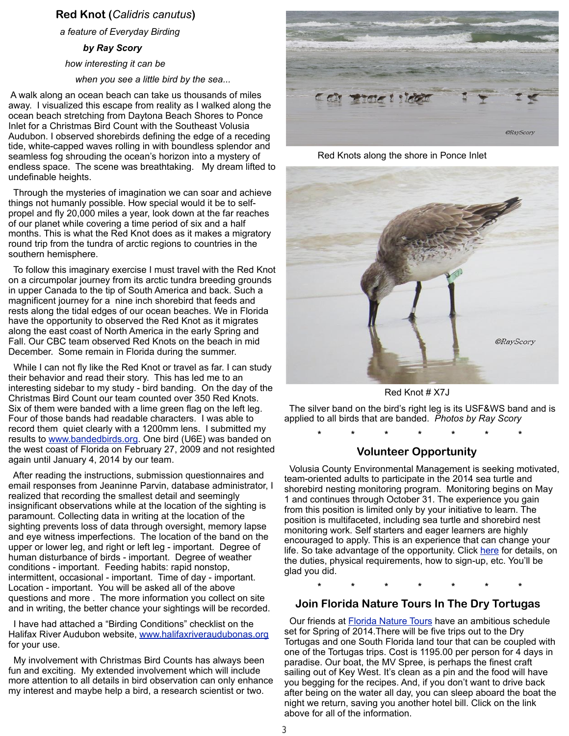## Red Knot (*Calidris canutus*)

*a feature of Everyday Birding*

***by Ray Scory***

*how interesting it can be*

*when you see a little bird by the sea...*

A walk along an ocean beach can take us thousands of miles away. I visualized this escape from reality as I walked along the ocean beach stretching from Daytona Beach Shores to Ponce Inlet for a Christmas Bird Count with the Southeast Volusia Audubon. I observed shorebirds defining the edge of a receding tide, white-capped waves rolling in with boundless splendor and seamless fog shrouding the ocean's horizon into a mystery of endless space. The scene was breathtaking. My dream lifted to undefinable heights.

Through the mysteries of imagination we can soar and achieve things not humanly possible. How special would it be to self-propel and fly 20,000 miles a year, look down at the far reaches of our planet while covering a time period of six and a half months. This is what the Red Knot does as it makes a migratory round trip from the tundra of arctic regions to countries in the southern hemisphere.

To follow this imaginary exercise I must travel with the Red Knot on a circumpolar journey from its arctic tundra breeding grounds in upper Canada to the tip of South America and back. Such a magnificent journey for a nine inch shorebird that feeds and rests along the tidal edges of our ocean beaches. We in Florida have the opportunity to observed the Red Knot as it migrates along the east coast of North America in the early Spring and Fall. Our CBC team observed Red Knots on the beach in mid December. Some remain in Florida during the summer.

While I can not fly like the Red Knot or travel as far. I can study their behavior and read their story. This has led me to an interesting sidebar to my study - bird banding. On the day of the Christmas Bird Count our team counted over 350 Red Knots. Six of them were banded with a lime green flag on the left leg. Four of those bands had readable characters. I was able to record them quiet clearly with a 1200mm lens. I submitted my results to www.bandedbirds.org. One bird (U6E) was banded on the west coast of Florida on February 27, 2009 and not resighted again until January 4, 2014 by our team.

After reading the instructions, submission questionnaires and email responses from Jeaninne Parvin, database administrator, I realized that recording the smallest detail and seemingly insignificant observations while at the location of the sighting is paramount. Collecting data in writing at the location of the sighting prevents loss of data through oversight, memory lapse and eye witness imperfections. The location of the band on the upper or lower leg, and right or left leg - important. Degree of human disturbance of birds - important. Degree of weather conditions - important. Feeding habits: rapid nonstop, intermittent, occasional - important. Time of day - important. Location - important. You will be asked all of the above questions and more . The more information you collect on site and in writing, the better chance your sightings will be recorded.

I have had attached a "Birding Conditions" checklist on the Halifax River Audubon website, www.halifaxriveraudubonas.org for your use.

My involvement with Christmas Bird Counts has always been fun and exciting. My extended involvement which will include more attention to all details in bird observation can only enhance my interest and maybe help a bird, a research scientist or two.

Red Knots along the shore in Ponce Inlet

Red Knot # X7J

The silver band on the bird's right leg is its USF&WS band and is applied to all birds that are banded. *Photos by Ray Scory*

\* \* \* \* \* \* \*

## Volunteer Opportunity

Volusia County Environmental Management is seeking motivated, team-oriented adults to participate in the 2014 sea turtle and shorebird nesting monitoring program. Monitoring begins on May 1 and continues through October 31. The experience you gain from this position is limited only by your initiative to learn. The position is multifaceted, including sea turtle and shorebird nest monitoring work. Self starters and eager learners are highly encouraged to apply. This is an experience that can change your life. So take advantage of the opportunity. Click here for details, on the duties, physical requirements, how to sign-up, etc. You'll be glad you did.

\* \* \* \* \* \* \*

## Join Florida Nature Tours In The Dry Tortugas

Our friends at Florida Nature Tours have an ambitious schedule set for Spring of 2014.There will be five trips out to the Dry Tortugas and one South Florida land tour that can be coupled with one of the Tortugas trips. Cost is 1195.00 per person for 4 days in paradise. Our boat, the MV Spree, is perhaps the finest craft sailing out of Key West. It's clean as a pin and the food will have you begging for the recipes. And, if you don't want to drive back after being on the water all day, you can sleep aboard the boat the night we return, saving you another hotel bill. Click on the link above for all of the information.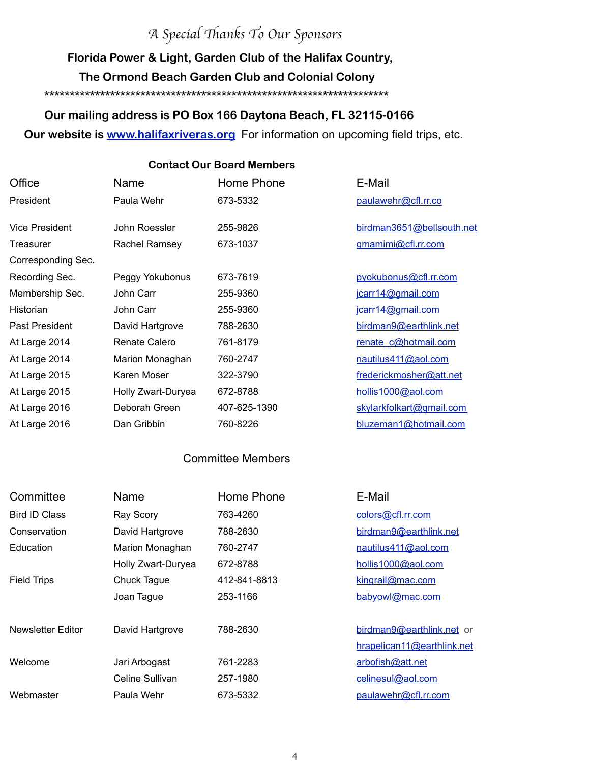*A Special Thanks To Our Sponsors*

**Florida Power & Light, Garden Club of the Halifax Country,**

**The Ormond Beach Garden Club and Colonial Colony**

*********************************************************************

**Our mailing address is PO Box 166 Daytona Beach, FL 32115-0166**

**Our website is [www.halifaxriveras.org](http://www.halifaxriveras.org)** For information on upcoming field trips, etc.

**Contact Our Board Members**

| Office | Name | Home Phone | E-Mail |
|---|---|---|---|
| President | Paula Wehr | 673-5332 | paulawehr@cfl.rr.co |
| Vice President | John Roessler | 255-9826 | birdman3651@bellsouth.net |
| Treasurer | Rachel Ramsey | 673-1037 | gmamimi@cfl.rr.com |
| Corresponding Sec. | | | |
| Recording Sec. | Peggy Yokubonus | 673-7619 | pyokubonus@cfl.rr.com |
| Membership Sec. | John Carr | 255-9360 | jcarr14@gmail.com |
| Historian | John Carr | 255-9360 | jcarr14@gmail.com |
| Past President | David Hartgrove | 788-2630 | birdman9@earthlink.net |
| At Large 2014 | Renate Calero | 761-8179 | renate_c@hotmail.com |
| At Large 2014 | Marion Monaghan | 760-2747 | nautilus411@aol.com |
| At Large 2015 | Karen Moser | 322-3790 | frederickmosher@att.net |
| At Large 2015 | Holly Zwart-Duryea | 672-8788 | hollis1000@aol.com |
| At Large 2016 | Deborah Green | 407-625-1390 | skylarkfolkart@gmail.com |
| At Large 2016 | Dan Gribbin | 760-8226 | bluzeman1@hotmail.com |

Committee Members

| Committee | Name | Home Phone | E-Mail |
|---|---|---|---|
| Bird ID Class | Ray Scory | 763-4260 | colors@cfl.rr.com |
| Conservation | David Hartgrove | 788-2630 | birdman9@earthlink.net |
| Education | Marion Monaghan | 760-2747 | nautilus411@aol.com |
| | Holly Zwart-Duryea | 672-8788 | hollis1000@aol.com |
| Field Trips | Chuck Tague | 412-841-8813 | kingrail@mac.com |
| | Joan Tague | 253-1166 | babyowl@mac.com |
| Newsletter Editor | David Hartgrove | 788-2630 | birdman9@earthlink.net or hrapelican11@earthlink.net |
| Welcome | Jari Arbogast | 761-2283 | arbofish@att.net |
| | Celine Sullivan | 257-1980 | celinesul@aol.com |
| Webmaster | Paula Wehr | 673-5332 | paulawehr@cfl.rr.com |